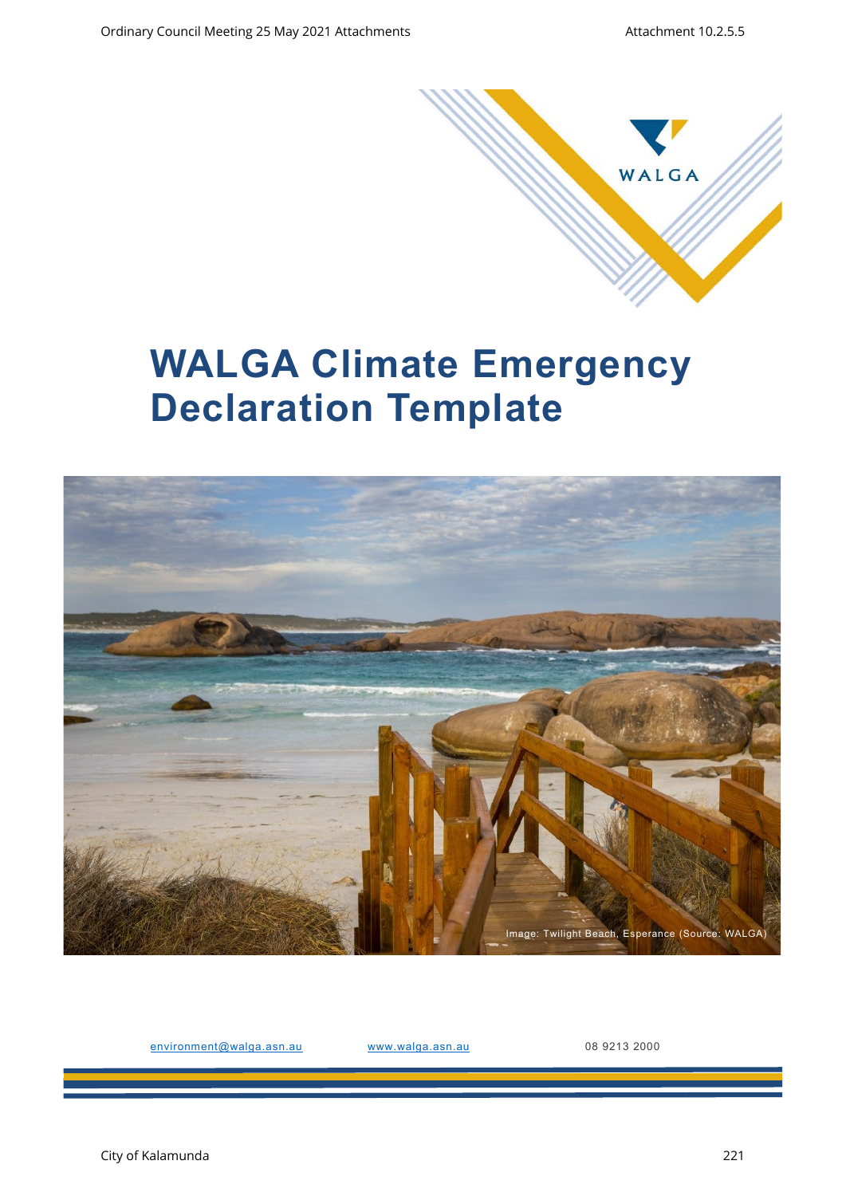WALGA

# WALGA Climate Emergency Declaration Template

Image: Twilight Beach, Esperance (Source: WALGA)

environment@walga.asn.au www.walga.asn.au 08 9213 2000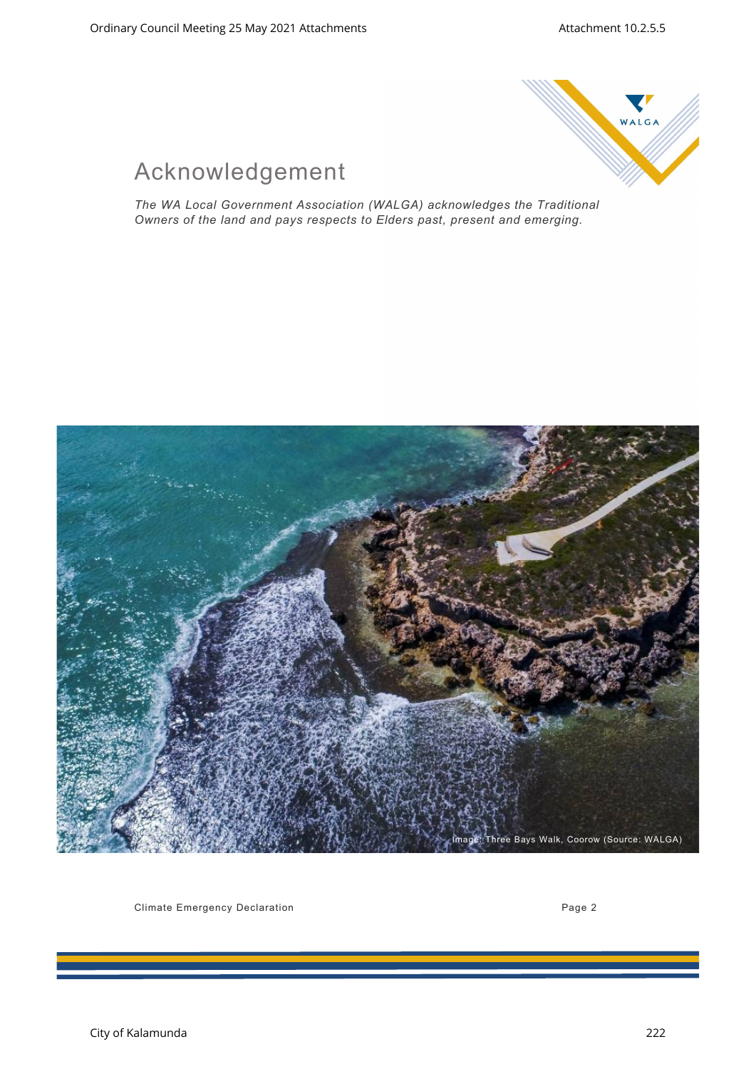# Acknowledgement

*The WA Local Government Association (WALGA) acknowledges the Traditional Owners of the land and pays respects to Elders past, present and emerging.*

Image: Three Bays Walk, Coorow (Source: WALGA)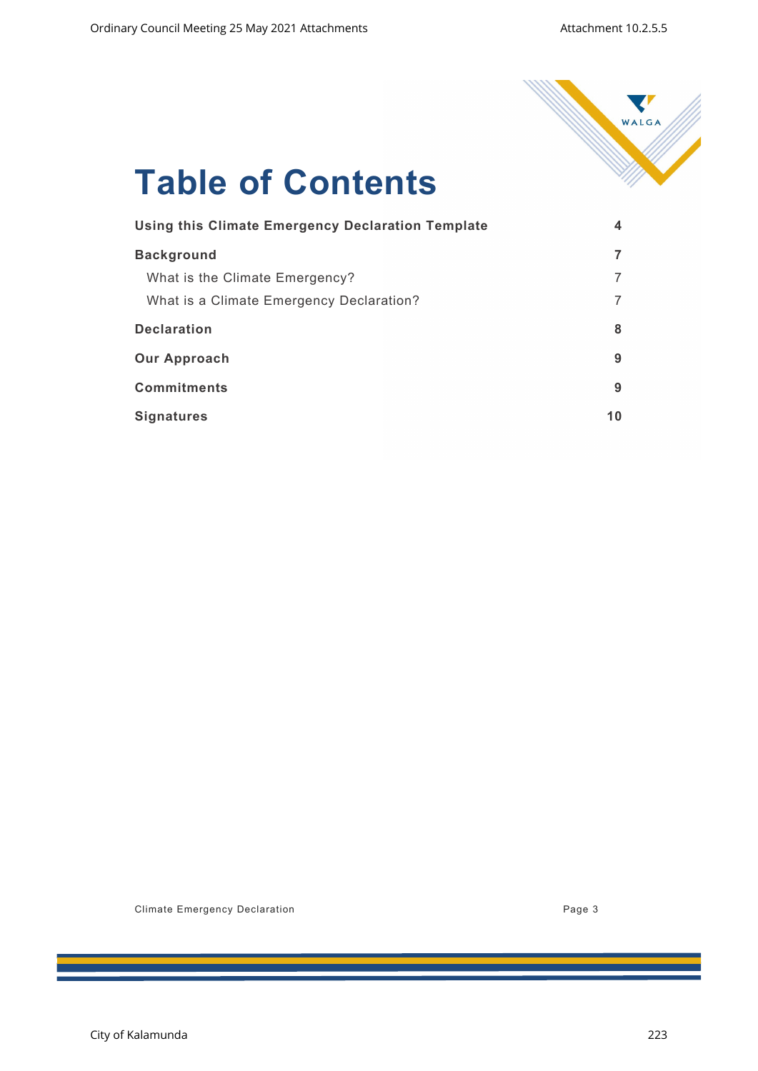# Table of Contents

| | |
|---|---|
| **Using this Climate Emergency Declaration Template** | **4** |
| **Background** | **7** |
| What is the Climate Emergency? | 7 |
| What is a Climate Emergency Declaration? | 7 |
| **Declaration** | **8** |
| **Our Approach** | **9** |
| **Commitments** | **9** |
| **Signatures** | **10** |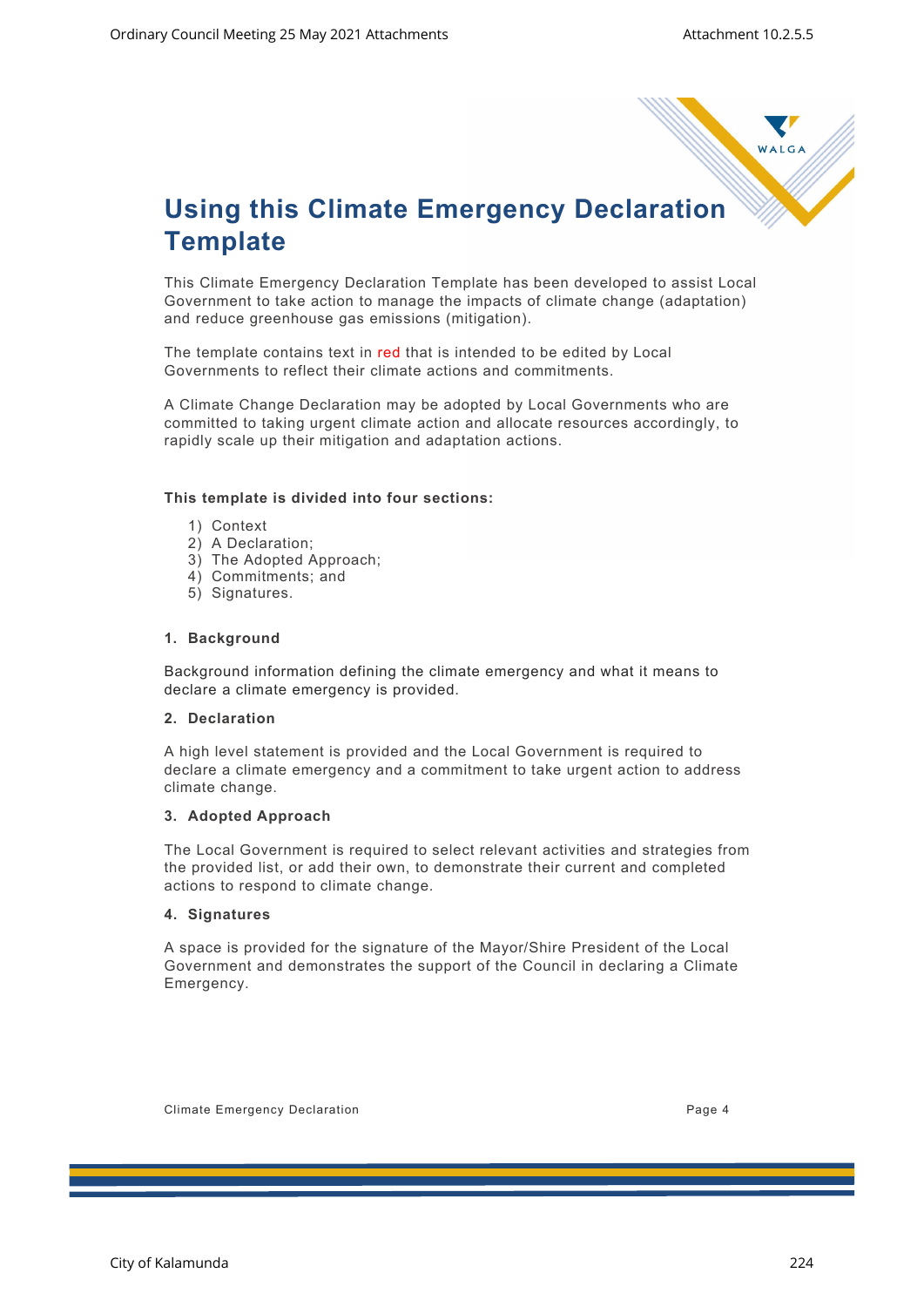# Using this Climate Emergency Declaration Template

This Climate Emergency Declaration Template has been developed to assist Local Government to take action to manage the impacts of climate change (adaptation) and reduce greenhouse gas emissions (mitigation).

The template contains text in red that is intended to be edited by Local Governments to reflect their climate actions and commitments.

A Climate Change Declaration may be adopted by Local Governments who are committed to taking urgent climate action and allocate resources accordingly, to rapidly scale up their mitigation and adaptation actions.

**This template is divided into four sections:**

1) Context
2) A Declaration;
3) The Adopted Approach;
4) Commitments; and
5) Signatures.

**1. Background**

Background information defining the climate emergency and what it means to declare a climate emergency is provided.

**2. Declaration**

A high level statement is provided and the Local Government is required to declare a climate emergency and a commitment to take urgent action to address climate change.

**3. Adopted Approach**

The Local Government is required to select relevant activities and strategies from the provided list, or add their own, to demonstrate their current and completed actions to respond to climate change.

**4. Signatures**

A space is provided for the signature of the Mayor/Shire President of the Local Government and demonstrates the support of the Council in declaring a Climate Emergency.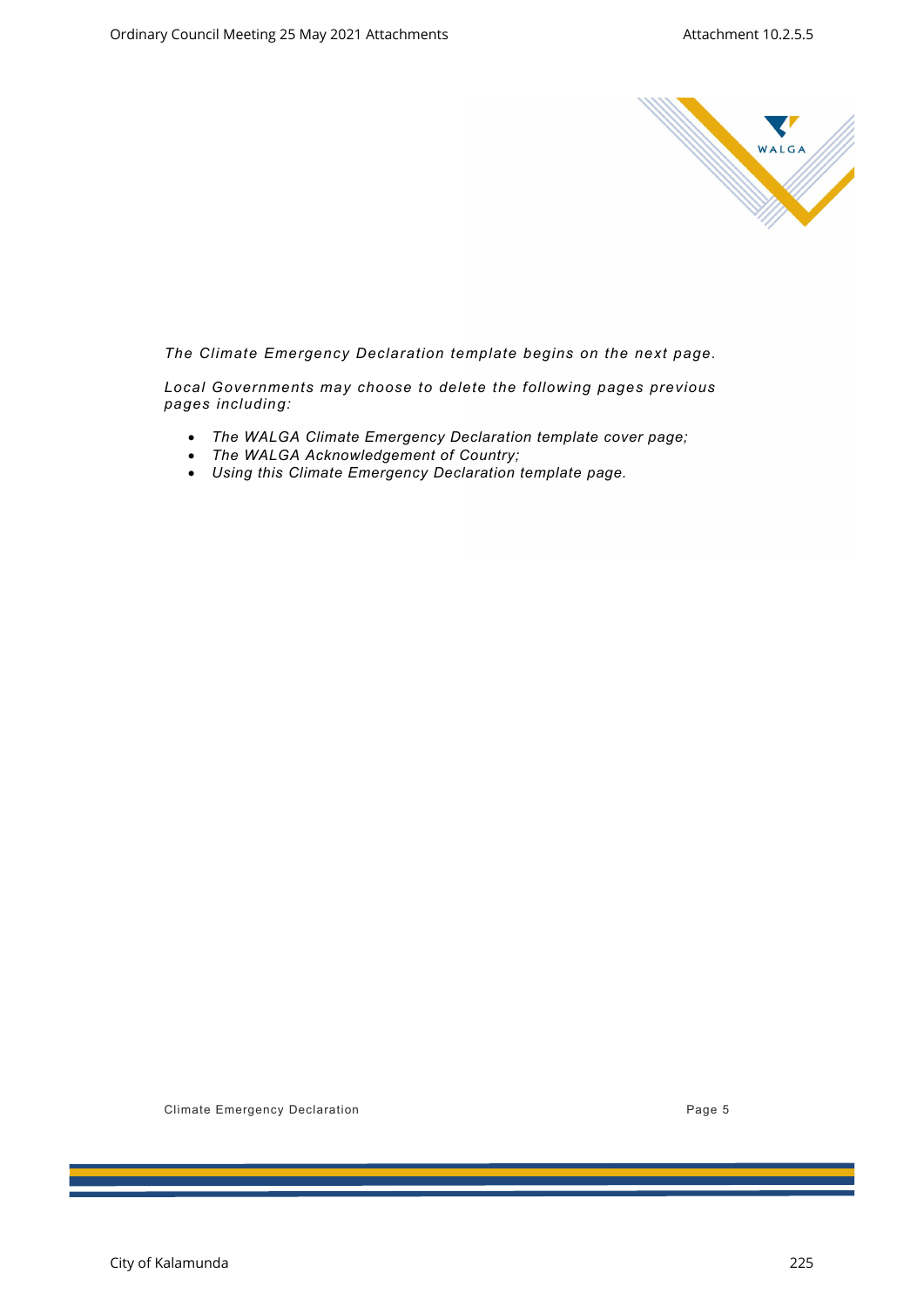*The Climate Emergency Declaration template begins on the next page.*

*Local Governments may choose to delete the following pages previous pages including:*

- *The WALGA Climate Emergency Declaration template cover page;*
- *The WALGA Acknowledgement of Country;*
- *Using this Climate Emergency Declaration template page.*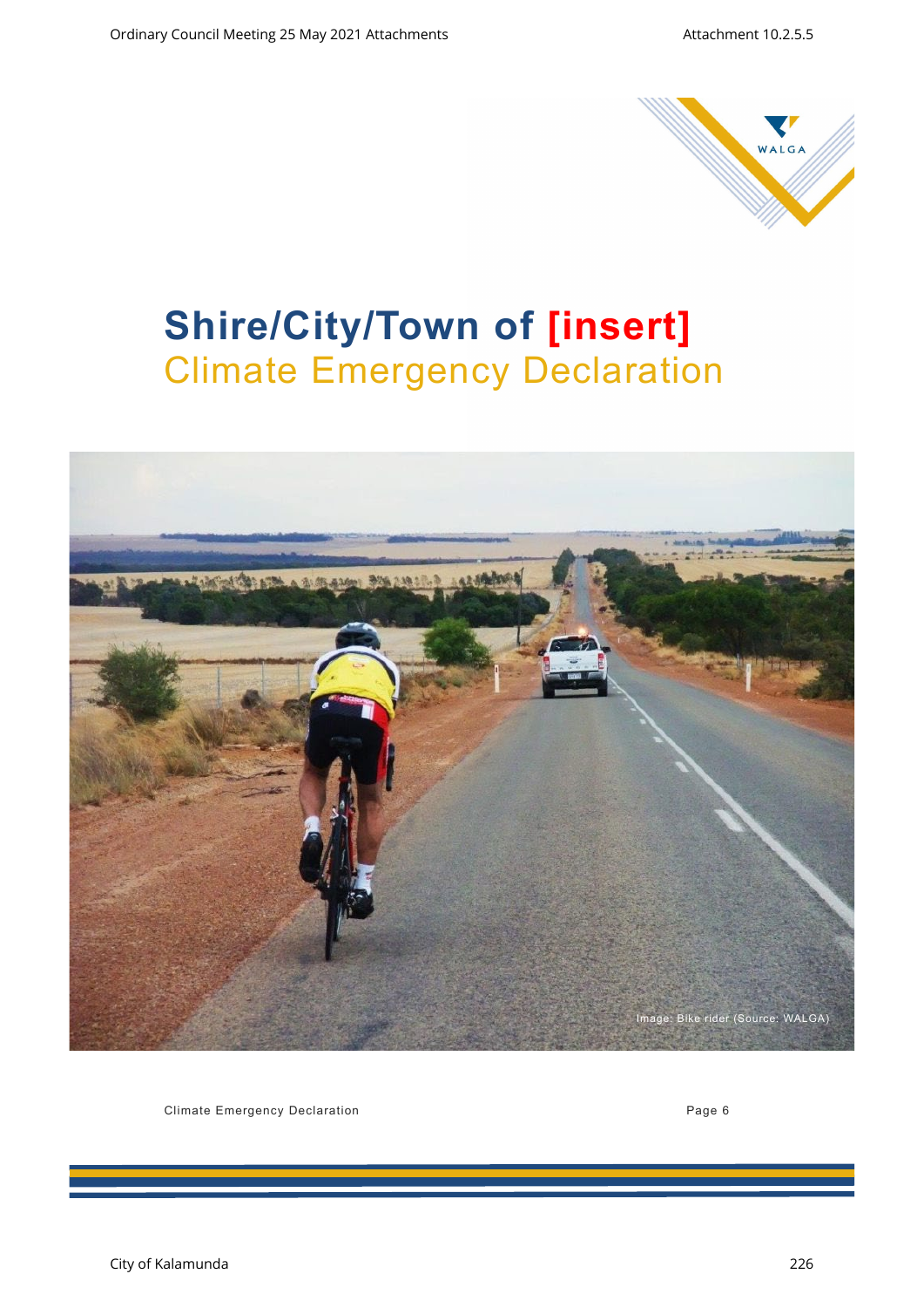# Shire/City/Town of [insert]

## Climate Emergency Declaration

Image: Bike rider (Source: WALGA)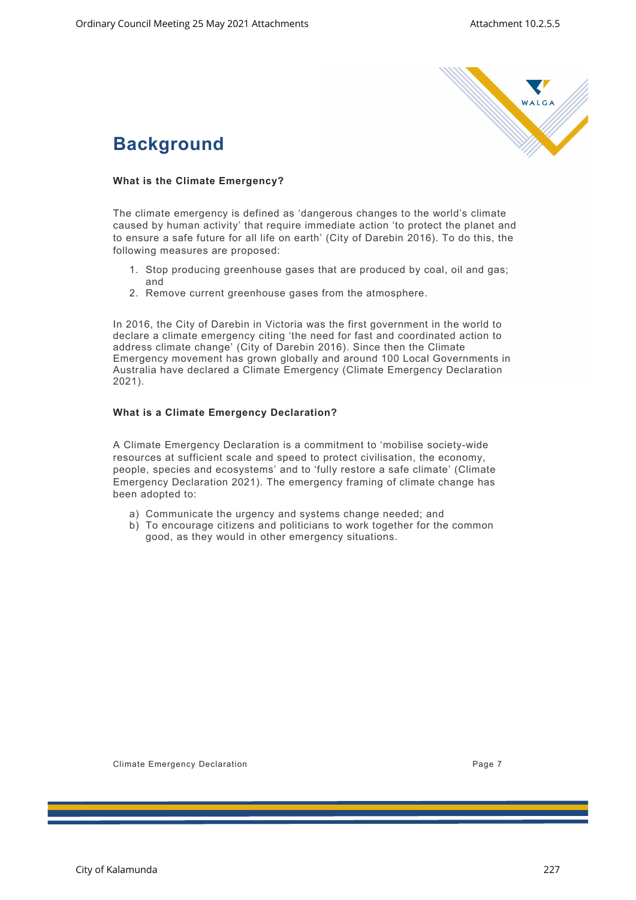# Background

**What is the Climate Emergency?**

The climate emergency is defined as 'dangerous changes to the world's climate caused by human activity' that require immediate action 'to protect the planet and to ensure a safe future for all life on earth' (City of Darebin 2016). To do this, the following measures are proposed:

1. Stop producing greenhouse gases that are produced by coal, oil and gas; and
2. Remove current greenhouse gases from the atmosphere.

In 2016, the City of Darebin in Victoria was the first government in the world to declare a climate emergency citing 'the need for fast and coordinated action to address climate change' (City of Darebin 2016). Since then the Climate Emergency movement has grown globally and around 100 Local Governments in Australia have declared a Climate Emergency (Climate Emergency Declaration 2021).

**What is a Climate Emergency Declaration?**

A Climate Emergency Declaration is a commitment to 'mobilise society-wide resources at sufficient scale and speed to protect civilisation, the economy, people, species and ecosystems' and to 'fully restore a safe climate' (Climate Emergency Declaration 2021). The emergency framing of climate change has been adopted to:

a) Communicate the urgency and systems change needed; and
b) To encourage citizens and politicians to work together for the common good, as they would in other emergency situations.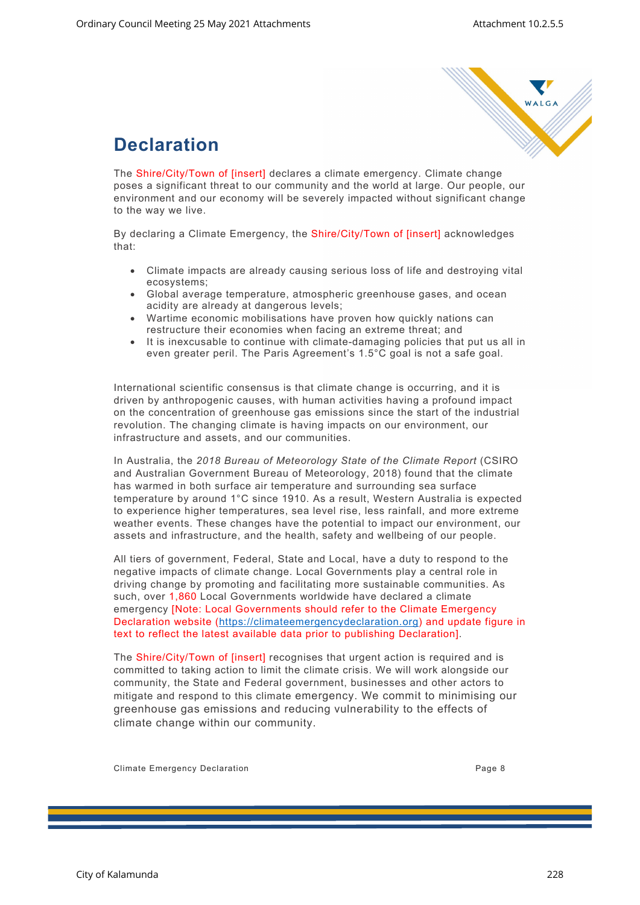# Declaration

The Shire/City/Town of [insert] declares a climate emergency. Climate change poses a significant threat to our community and the world at large. Our people, our environment and our economy will be severely impacted without significant change to the way we live.

By declaring a Climate Emergency, the Shire/City/Town of [insert] acknowledges that:

- Climate impacts are already causing serious loss of life and destroying vital ecosystems;
- Global average temperature, atmospheric greenhouse gases, and ocean acidity are already at dangerous levels;
- Wartime economic mobilisations have proven how quickly nations can restructure their economies when facing an extreme threat; and
- It is inexcusable to continue with climate-damaging policies that put us all in even greater peril. The Paris Agreement's 1.5°C goal is not a safe goal.

International scientific consensus is that climate change is occurring, and it is driven by anthropogenic causes, with human activities having a profound impact on the concentration of greenhouse gas emissions since the start of the industrial revolution. The changing climate is having impacts on our environment, our infrastructure and assets, and our communities.

In Australia, the *2018 Bureau of Meteorology State of the Climate Report* (CSIRO and Australian Government Bureau of Meteorology, 2018) found that the climate has warmed in both surface air temperature and surrounding sea surface temperature by around 1°C since 1910. As a result, Western Australia is expected to experience higher temperatures, sea level rise, less rainfall, and more extreme weather events. These changes have the potential to impact our environment, our assets and infrastructure, and the health, safety and wellbeing of our people.

All tiers of government, Federal, State and Local, have a duty to respond to the negative impacts of climate change. Local Governments play a central role in driving change by promoting and facilitating more sustainable communities. As such, over 1,860 Local Governments worldwide have declared a climate emergency [Note: Local Governments should refer to the Climate Emergency Declaration website (https://climateemergencydeclaration.org) and update figure in text to reflect the latest available data prior to publishing Declaration].

The Shire/City/Town of [insert] recognises that urgent action is required and is committed to taking action to limit the climate crisis. We will work alongside our community, the State and Federal government, businesses and other actors to mitigate and respond to this climate emergency. We commit to minimising our greenhouse gas emissions and reducing vulnerability to the effects of climate change within our community.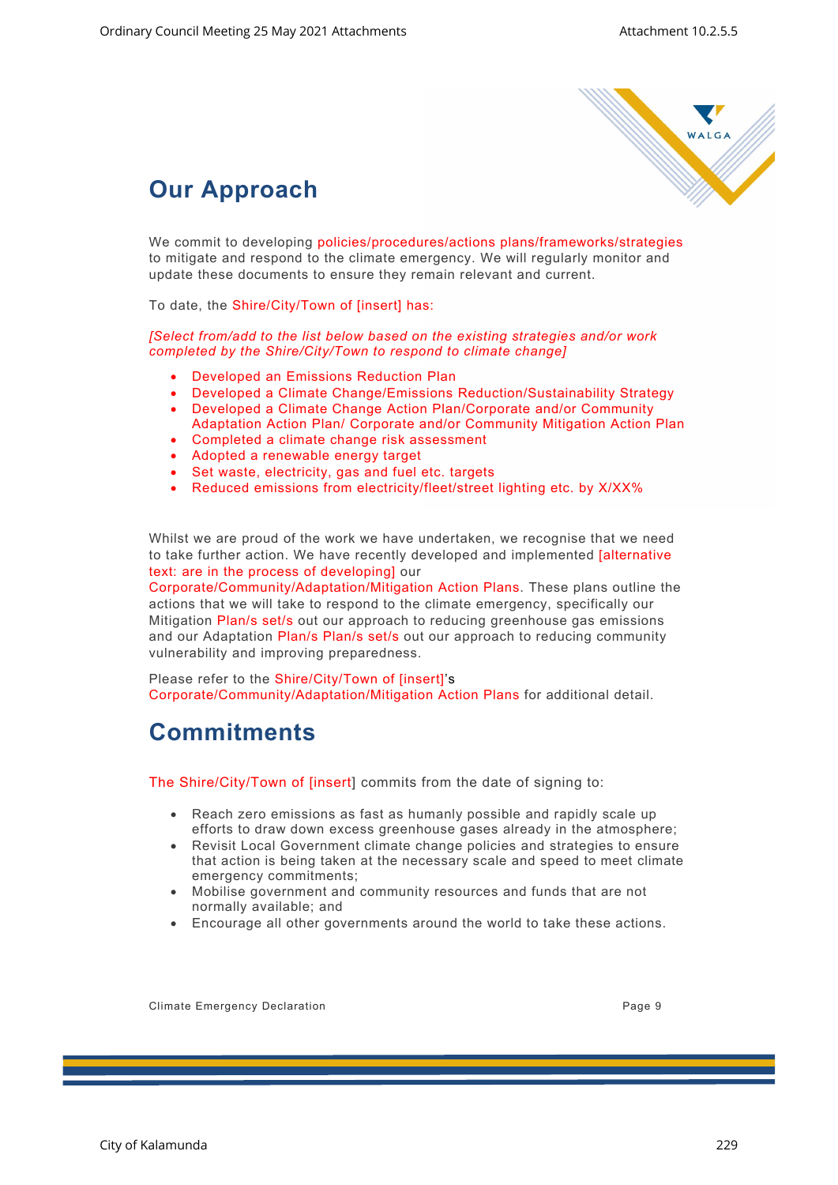## Our Approach

We commit to developing policies/procedures/actions plans/frameworks/strategies to mitigate and respond to the climate emergency. We will regularly monitor and update these documents to ensure they remain relevant and current.

To date, the Shire/City/Town of [insert] has:

*[Select from/add to the list below based on the existing strategies and/or work completed by the Shire/City/Town to respond to climate change]*

- Developed an Emissions Reduction Plan
- Developed a Climate Change/Emissions Reduction/Sustainability Strategy
- Developed a Climate Change Action Plan/Corporate and/or Community Adaptation Action Plan/ Corporate and/or Community Mitigation Action Plan
- Completed a climate change risk assessment
- Adopted a renewable energy target
- Set waste, electricity, gas and fuel etc. targets
- Reduced emissions from electricity/fleet/street lighting etc. by X/XX%

Whilst we are proud of the work we have undertaken, we recognise that we need to take further action. We have recently developed and implemented [alternative text: are in the process of developing] our Corporate/Community/Adaptation/Mitigation Action Plans. These plans outline the actions that we will take to respond to the climate emergency, specifically our Mitigation Plan/s set/s out our approach to reducing greenhouse gas emissions and our Adaptation Plan/s Plan/s set/s out our approach to reducing community vulnerability and improving preparedness.

Please refer to the Shire/City/Town of [insert]'s Corporate/Community/Adaptation/Mitigation Action Plans for additional detail.

## Commitments

The Shire/City/Town of [insert] commits from the date of signing to:

- Reach zero emissions as fast as humanly possible and rapidly scale up efforts to draw down excess greenhouse gases already in the atmosphere;
- Revisit Local Government climate change policies and strategies to ensure that action is being taken at the necessary scale and speed to meet climate emergency commitments;
- Mobilise government and community resources and funds that are not normally available; and
- Encourage all other governments around the world to take these actions.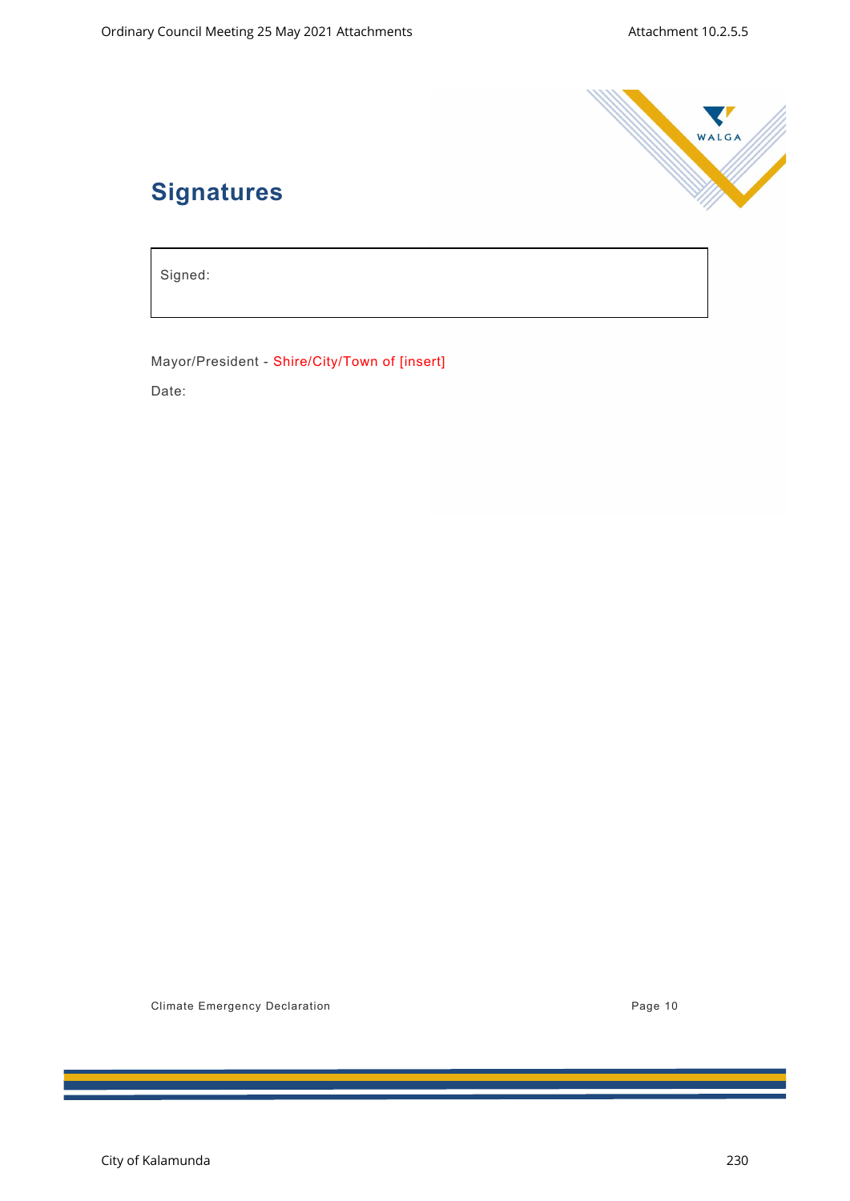## Signatures

| Signed: |
| --- |

Mayor/President - Shire/City/Town of [insert]

Date: